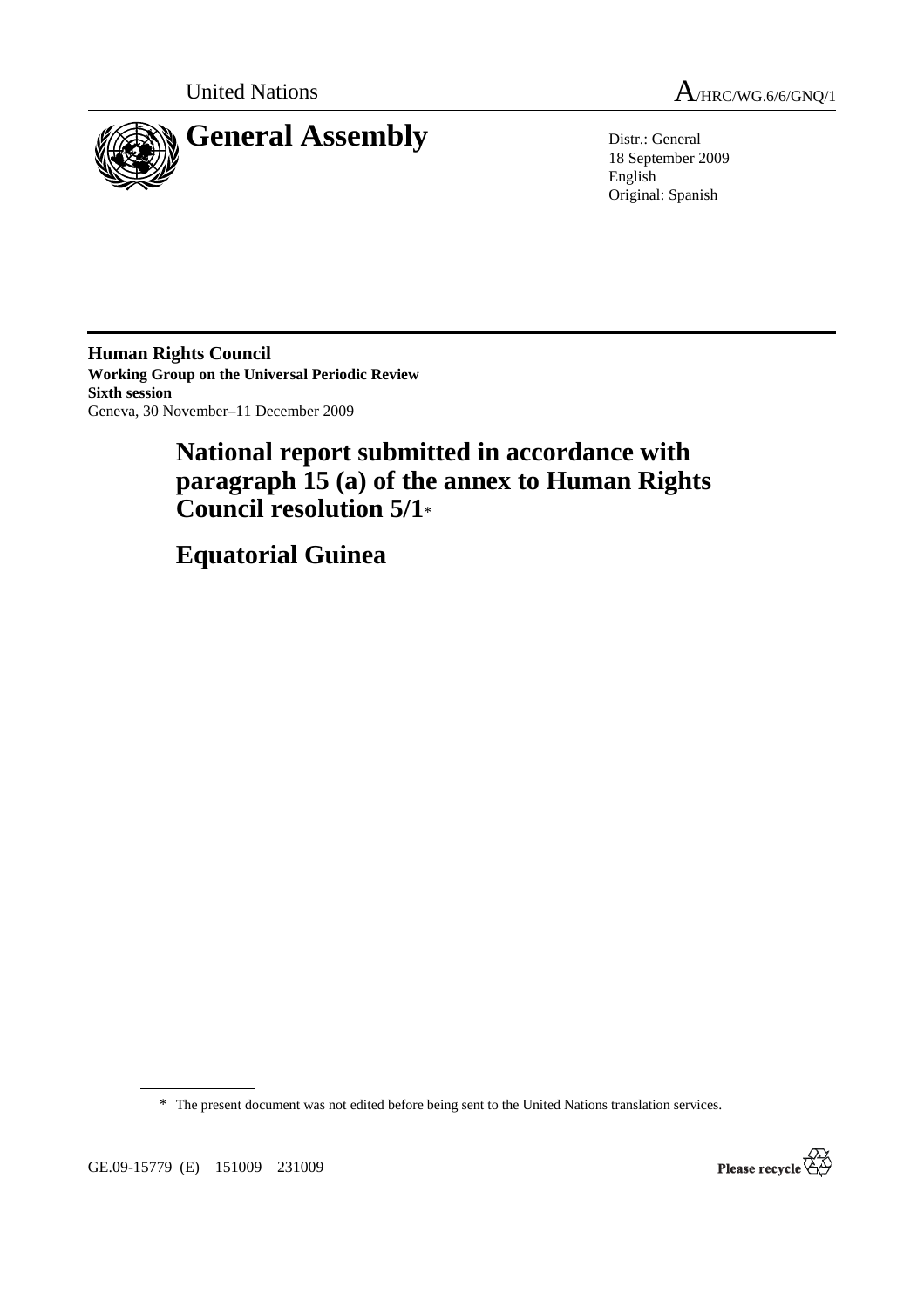United Nations A/HRC/WG.6/6/GNQ/1

# General Assembly

Distr.: General
18 September 2009
English
Original: Spanish

**Human Rights Council**
**Working Group on the Universal Periodic Review**
**Sixth session**
Geneva, 30 November–11 December 2009

# National report submitted in accordance with paragraph 15 (a) of the annex to Human Rights Council resolution 5/1*

# Equatorial Guinea

---

\* The present document was not edited before being sent to the United Nations translation services.

GE.09-15779 (E) 151009 231009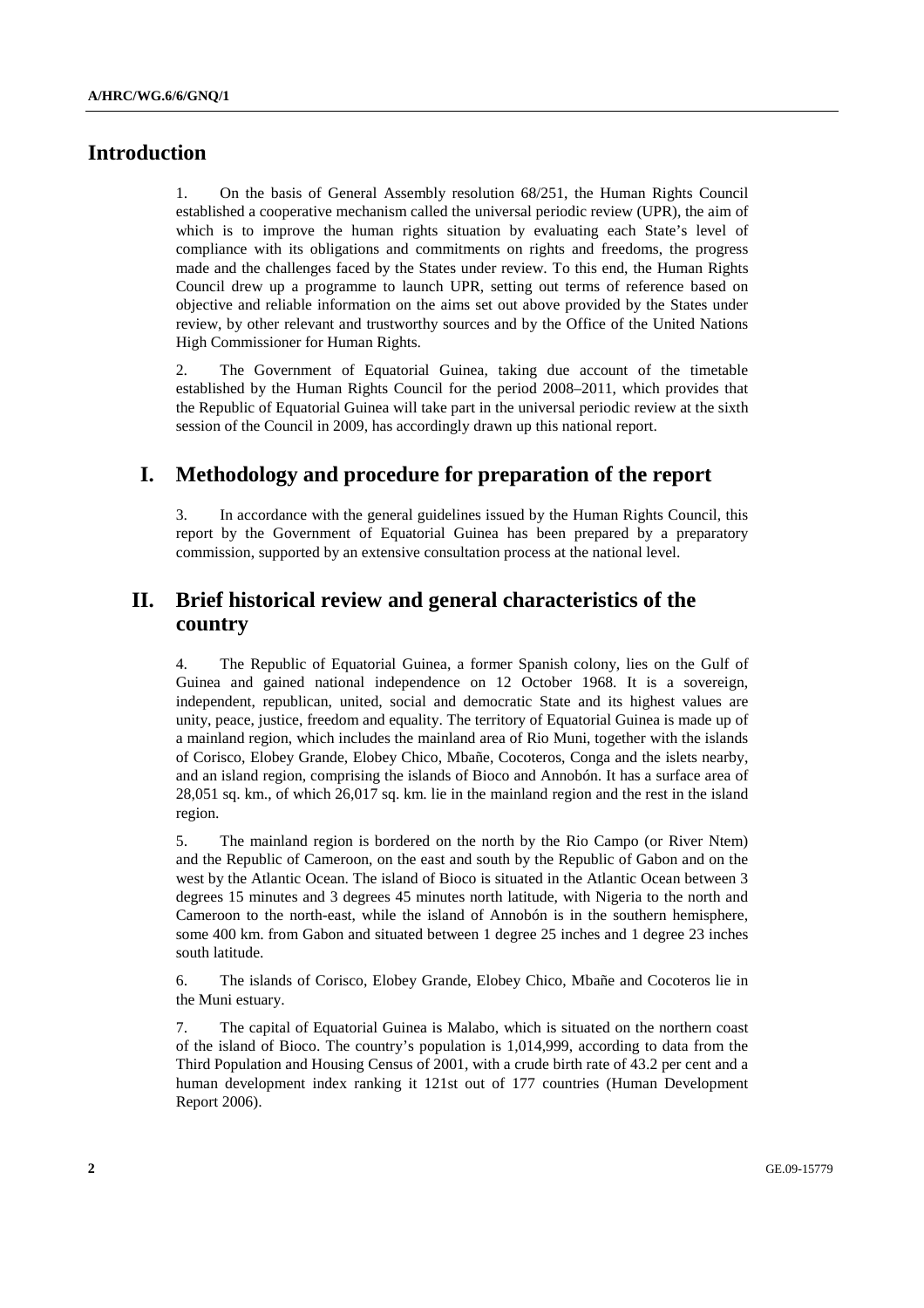# Introduction

1. On the basis of General Assembly resolution 68/251, the Human Rights Council established a cooperative mechanism called the universal periodic review (UPR), the aim of which is to improve the human rights situation by evaluating each State's level of compliance with its obligations and commitments on rights and freedoms, the progress made and the challenges faced by the States under review. To this end, the Human Rights Council drew up a programme to launch UPR, setting out terms of reference based on objective and reliable information on the aims set out above provided by the States under review, by other relevant and trustworthy sources and by the Office of the United Nations High Commissioner for Human Rights.

2. The Government of Equatorial Guinea, taking due account of the timetable established by the Human Rights Council for the period 2008–2011, which provides that the Republic of Equatorial Guinea will take part in the universal periodic review at the sixth session of the Council in 2009, has accordingly drawn up this national report.

# I. Methodology and procedure for preparation of the report

3. In accordance with the general guidelines issued by the Human Rights Council, this report by the Government of Equatorial Guinea has been prepared by a preparatory commission, supported by an extensive consultation process at the national level.

# II. Brief historical review and general characteristics of the country

4. The Republic of Equatorial Guinea, a former Spanish colony, lies on the Gulf of Guinea and gained national independence on 12 October 1968. It is a sovereign, independent, republican, united, social and democratic State and its highest values are unity, peace, justice, freedom and equality. The territory of Equatorial Guinea is made up of a mainland region, which includes the mainland area of Rio Muni, together with the islands of Corisco, Elobey Grande, Elobey Chico, Mbañe, Cocoteros, Conga and the islets nearby, and an island region, comprising the islands of Bioco and Annobón. It has a surface area of 28,051 sq. km., of which 26,017 sq. km. lie in the mainland region and the rest in the island region.

5. The mainland region is bordered on the north by the Rio Campo (or River Ntem) and the Republic of Cameroon, on the east and south by the Republic of Gabon and on the west by the Atlantic Ocean. The island of Bioco is situated in the Atlantic Ocean between 3 degrees 15 minutes and 3 degrees 45 minutes north latitude, with Nigeria to the north and Cameroon to the north-east, while the island of Annobón is in the southern hemisphere, some 400 km. from Gabon and situated between 1 degree 25 inches and 1 degree 23 inches south latitude.

6. The islands of Corisco, Elobey Grande, Elobey Chico, Mbañe and Cocoteros lie in the Muni estuary.

7. The capital of Equatorial Guinea is Malabo, which is situated on the northern coast of the island of Bioco. The country's population is 1,014,999, according to data from the Third Population and Housing Census of 2001, with a crude birth rate of 43.2 per cent and a human development index ranking it 121st out of 177 countries (Human Development Report 2006).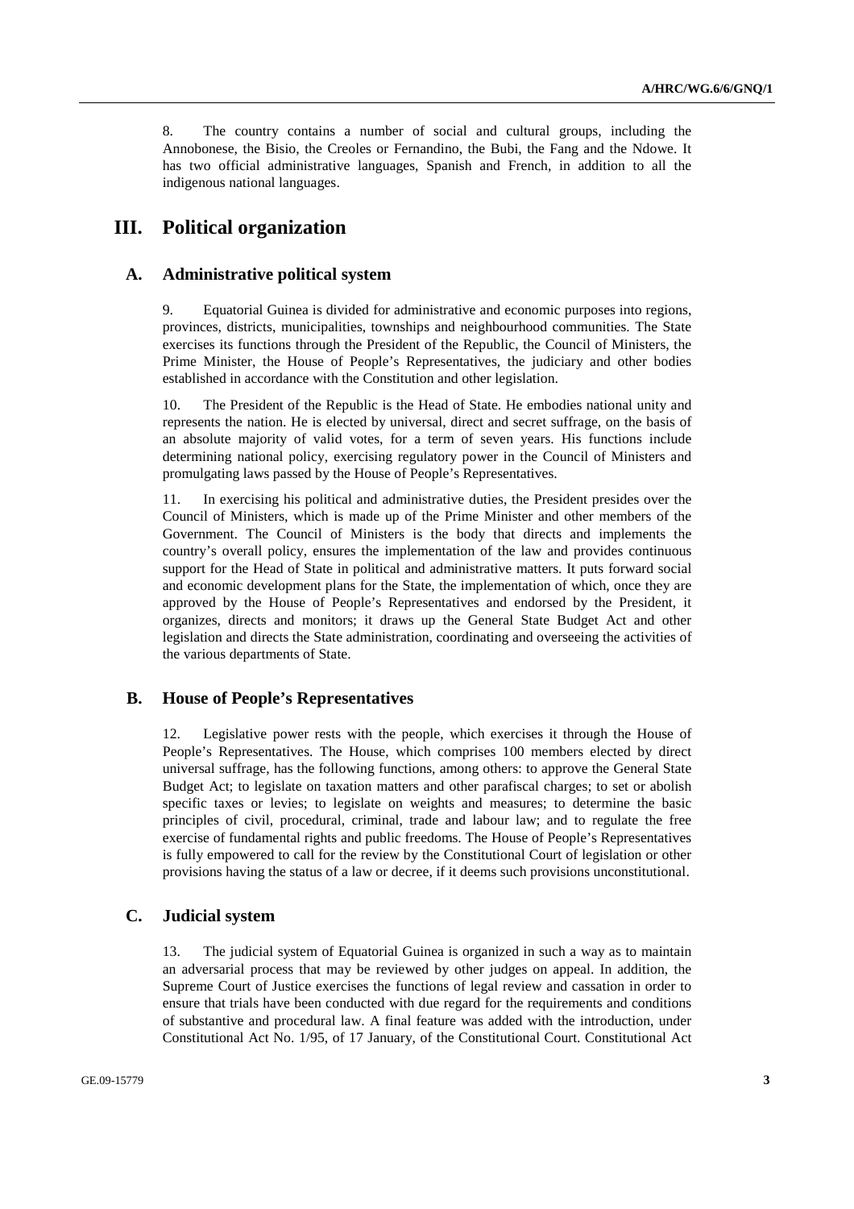8. The country contains a number of social and cultural groups, including the Annobonese, the Bisio, the Creoles or Fernandino, the Bubi, the Fang and the Ndowe. It has two official administrative languages, Spanish and French, in addition to all the indigenous national languages.

# III. Political organization

## A. Administrative political system

9. Equatorial Guinea is divided for administrative and economic purposes into regions, provinces, districts, municipalities, townships and neighbourhood communities. The State exercises its functions through the President of the Republic, the Council of Ministers, the Prime Minister, the House of People's Representatives, the judiciary and other bodies established in accordance with the Constitution and other legislation.

10. The President of the Republic is the Head of State. He embodies national unity and represents the nation. He is elected by universal, direct and secret suffrage, on the basis of an absolute majority of valid votes, for a term of seven years. His functions include determining national policy, exercising regulatory power in the Council of Ministers and promulgating laws passed by the House of People's Representatives.

11. In exercising his political and administrative duties, the President presides over the Council of Ministers, which is made up of the Prime Minister and other members of the Government. The Council of Ministers is the body that directs and implements the country's overall policy, ensures the implementation of the law and provides continuous support for the Head of State in political and administrative matters. It puts forward social and economic development plans for the State, the implementation of which, once they are approved by the House of People's Representatives and endorsed by the President, it organizes, directs and monitors; it draws up the General State Budget Act and other legislation and directs the State administration, coordinating and overseeing the activities of the various departments of State.

## B. House of People's Representatives

12. Legislative power rests with the people, which exercises it through the House of People's Representatives. The House, which comprises 100 members elected by direct universal suffrage, has the following functions, among others: to approve the General State Budget Act; to legislate on taxation matters and other parafiscal charges; to set or abolish specific taxes or levies; to legislate on weights and measures; to determine the basic principles of civil, procedural, criminal, trade and labour law; and to regulate the free exercise of fundamental rights and public freedoms. The House of People's Representatives is fully empowered to call for the review by the Constitutional Court of legislation or other provisions having the status of a law or decree, if it deems such provisions unconstitutional.

## C. Judicial system

13. The judicial system of Equatorial Guinea is organized in such a way as to maintain an adversarial process that may be reviewed by other judges on appeal. In addition, the Supreme Court of Justice exercises the functions of legal review and cassation in order to ensure that trials have been conducted with due regard for the requirements and conditions of substantive and procedural law. A final feature was added with the introduction, under Constitutional Act No. 1/95, of 17 January, of the Constitutional Court. Constitutional Act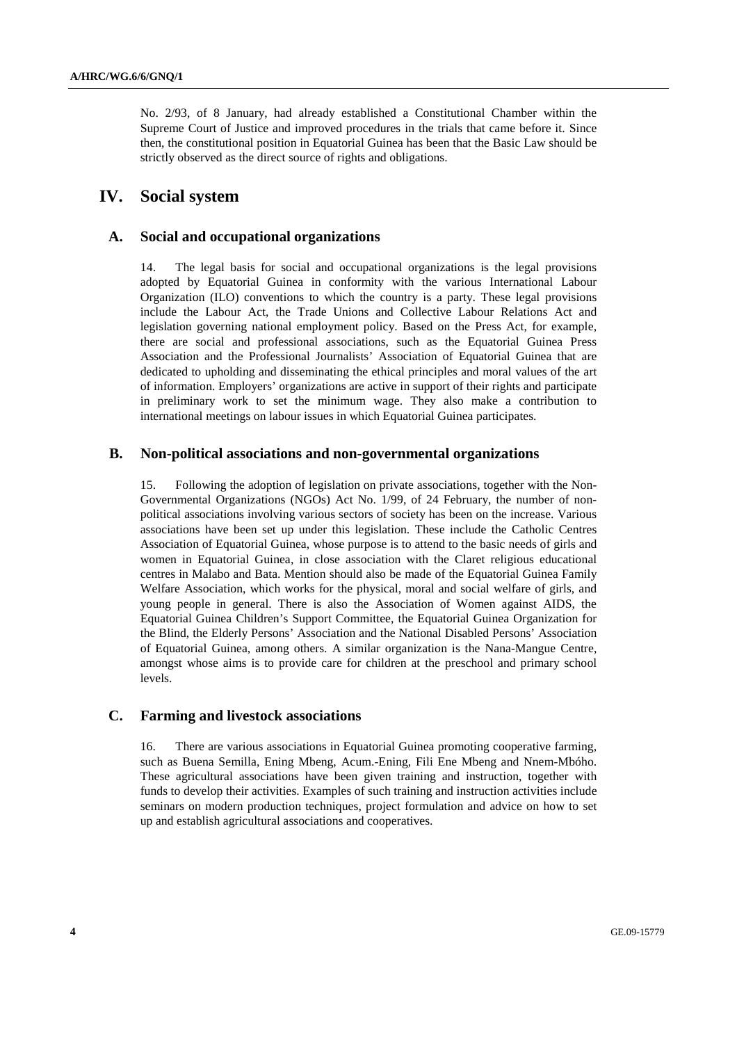No. 2/93, of 8 January, had already established a Constitutional Chamber within the Supreme Court of Justice and improved procedures in the trials that came before it. Since then, the constitutional position in Equatorial Guinea has been that the Basic Law should be strictly observed as the direct source of rights and obligations.

# IV. Social system

## A. Social and occupational organizations

14. The legal basis for social and occupational organizations is the legal provisions adopted by Equatorial Guinea in conformity with the various International Labour Organization (ILO) conventions to which the country is a party. These legal provisions include the Labour Act, the Trade Unions and Collective Labour Relations Act and legislation governing national employment policy. Based on the Press Act, for example, there are social and professional associations, such as the Equatorial Guinea Press Association and the Professional Journalists' Association of Equatorial Guinea that are dedicated to upholding and disseminating the ethical principles and moral values of the art of information. Employers' organizations are active in support of their rights and participate in preliminary work to set the minimum wage. They also make a contribution to international meetings on labour issues in which Equatorial Guinea participates.

## B. Non-political associations and non-governmental organizations

15. Following the adoption of legislation on private associations, together with the Non-Governmental Organizations (NGOs) Act No. 1/99, of 24 February, the number of non-political associations involving various sectors of society has been on the increase. Various associations have been set up under this legislation. These include the Catholic Centres Association of Equatorial Guinea, whose purpose is to attend to the basic needs of girls and women in Equatorial Guinea, in close association with the Claret religious educational centres in Malabo and Bata. Mention should also be made of the Equatorial Guinea Family Welfare Association, which works for the physical, moral and social welfare of girls, and young people in general. There is also the Association of Women against AIDS, the Equatorial Guinea Children's Support Committee, the Equatorial Guinea Organization for the Blind, the Elderly Persons' Association and the National Disabled Persons' Association of Equatorial Guinea, among others. A similar organization is the Nana-Mangue Centre, amongst whose aims is to provide care for children at the preschool and primary school levels.

## C. Farming and livestock associations

16. There are various associations in Equatorial Guinea promoting cooperative farming, such as Buena Semilla, Ening Mbeng, Acum.-Ening, Fili Ene Mbeng and Nnem-Mbóho. These agricultural associations have been given training and instruction, together with funds to develop their activities. Examples of such training and instruction activities include seminars on modern production techniques, project formulation and advice on how to set up and establish agricultural associations and cooperatives.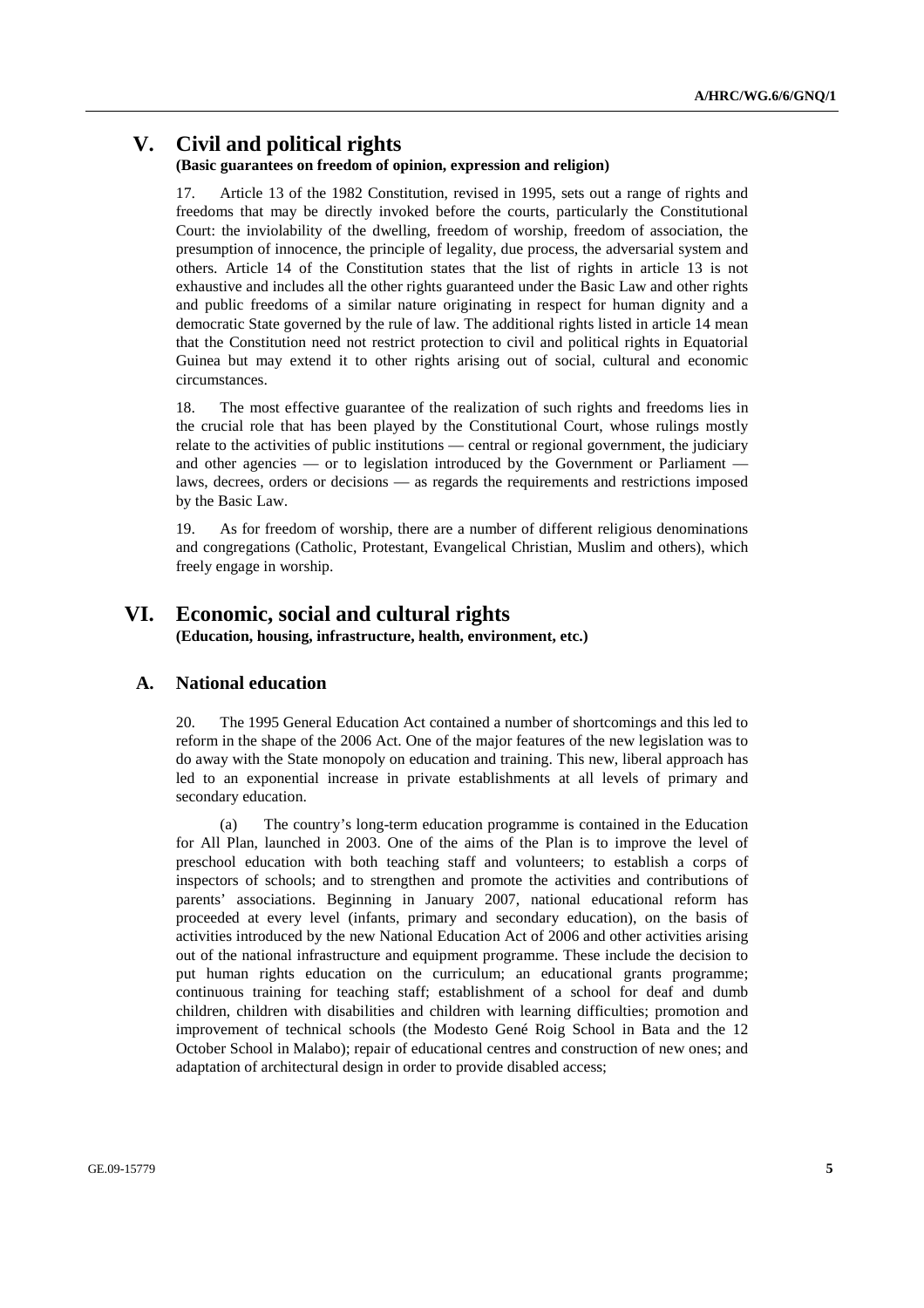# V. Civil and political rights

**(Basic guarantees on freedom of opinion, expression and religion)**

17. Article 13 of the 1982 Constitution, revised in 1995, sets out a range of rights and freedoms that may be directly invoked before the courts, particularly the Constitutional Court: the inviolability of the dwelling, freedom of worship, freedom of association, the presumption of innocence, the principle of legality, due process, the adversarial system and others. Article 14 of the Constitution states that the list of rights in article 13 is not exhaustive and includes all the other rights guaranteed under the Basic Law and other rights and public freedoms of a similar nature originating in respect for human dignity and a democratic State governed by the rule of law. The additional rights listed in article 14 mean that the Constitution need not restrict protection to civil and political rights in Equatorial Guinea but may extend it to other rights arising out of social, cultural and economic circumstances.

18. The most effective guarantee of the realization of such rights and freedoms lies in the crucial role that has been played by the Constitutional Court, whose rulings mostly relate to the activities of public institutions — central or regional government, the judiciary and other agencies — or to legislation introduced by the Government or Parliament — laws, decrees, orders or decisions — as regards the requirements and restrictions imposed by the Basic Law.

19. As for freedom of worship, there are a number of different religious denominations and congregations (Catholic, Protestant, Evangelical Christian, Muslim and others), which freely engage in worship.

# VI. Economic, social and cultural rights

**(Education, housing, infrastructure, health, environment, etc.)**

## A. National education

20. The 1995 General Education Act contained a number of shortcomings and this led to reform in the shape of the 2006 Act. One of the major features of the new legislation was to do away with the State monopoly on education and training. This new, liberal approach has led to an exponential increase in private establishments at all levels of primary and secondary education.

(a) The country's long-term education programme is contained in the Education for All Plan, launched in 2003. One of the aims of the Plan is to improve the level of preschool education with both teaching staff and volunteers; to establish a corps of inspectors of schools; and to strengthen and promote the activities and contributions of parents' associations. Beginning in January 2007, national educational reform has proceeded at every level (infants, primary and secondary education), on the basis of activities introduced by the new National Education Act of 2006 and other activities arising out of the national infrastructure and equipment programme. These include the decision to put human rights education on the curriculum; an educational grants programme; continuous training for teaching staff; establishment of a school for deaf and dumb children, children with disabilities and children with learning difficulties; promotion and improvement of technical schools (the Modesto Gené Roig School in Bata and the 12 October School in Malabo); repair of educational centres and construction of new ones; and adaptation of architectural design in order to provide disabled access;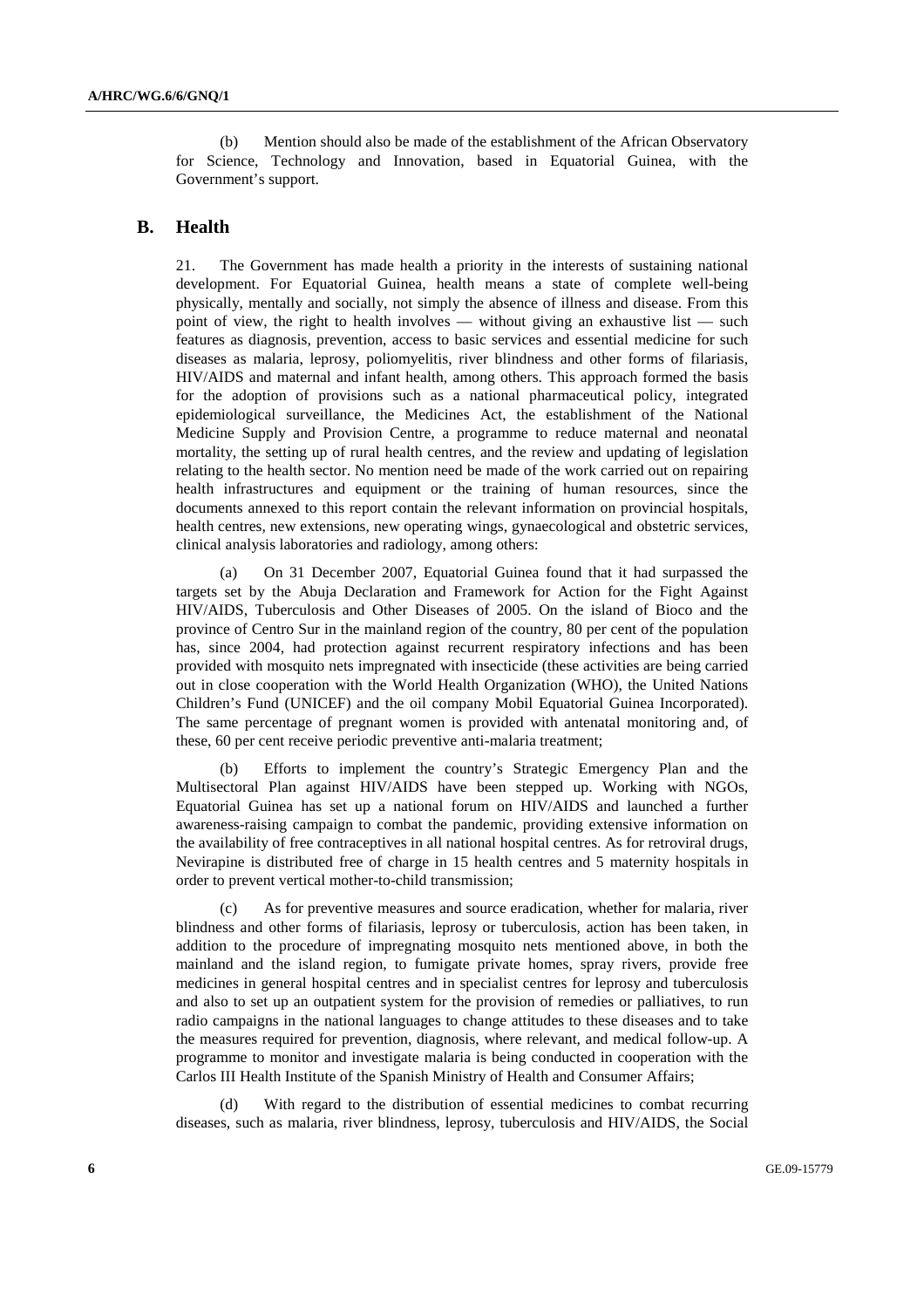(b) Mention should also be made of the establishment of the African Observatory for Science, Technology and Innovation, based in Equatorial Guinea, with the Government's support.

## B. Health

21. The Government has made health a priority in the interests of sustaining national development. For Equatorial Guinea, health means a state of complete well-being physically, mentally and socially, not simply the absence of illness and disease. From this point of view, the right to health involves — without giving an exhaustive list — such features as diagnosis, prevention, access to basic services and essential medicine for such diseases as malaria, leprosy, poliomyelitis, river blindness and other forms of filariasis, HIV/AIDS and maternal and infant health, among others. This approach formed the basis for the adoption of provisions such as a national pharmaceutical policy, integrated epidemiological surveillance, the Medicines Act, the establishment of the National Medicine Supply and Provision Centre, a programme to reduce maternal and neonatal mortality, the setting up of rural health centres, and the review and updating of legislation relating to the health sector. No mention need be made of the work carried out on repairing health infrastructures and equipment or the training of human resources, since the documents annexed to this report contain the relevant information on provincial hospitals, health centres, new extensions, new operating wings, gynaecological and obstetric services, clinical analysis laboratories and radiology, among others:

(a) On 31 December 2007, Equatorial Guinea found that it had surpassed the targets set by the Abuja Declaration and Framework for Action for the Fight Against HIV/AIDS, Tuberculosis and Other Diseases of 2005. On the island of Bioco and the province of Centro Sur in the mainland region of the country, 80 per cent of the population has, since 2004, had protection against recurrent respiratory infections and has been provided with mosquito nets impregnated with insecticide (these activities are being carried out in close cooperation with the World Health Organization (WHO), the United Nations Children's Fund (UNICEF) and the oil company Mobil Equatorial Guinea Incorporated). The same percentage of pregnant women is provided with antenatal monitoring and, of these, 60 per cent receive periodic preventive anti-malaria treatment;

(b) Efforts to implement the country's Strategic Emergency Plan and the Multisectoral Plan against HIV/AIDS have been stepped up. Working with NGOs, Equatorial Guinea has set up a national forum on HIV/AIDS and launched a further awareness-raising campaign to combat the pandemic, providing extensive information on the availability of free contraceptives in all national hospital centres. As for retroviral drugs, Nevirapine is distributed free of charge in 15 health centres and 5 maternity hospitals in order to prevent vertical mother-to-child transmission;

(c) As for preventive measures and source eradication, whether for malaria, river blindness and other forms of filariasis, leprosy or tuberculosis, action has been taken, in addition to the procedure of impregnating mosquito nets mentioned above, in both the mainland and the island region, to fumigate private homes, spray rivers, provide free medicines in general hospital centres and in specialist centres for leprosy and tuberculosis and also to set up an outpatient system for the provision of remedies or palliatives, to run radio campaigns in the national languages to change attitudes to these diseases and to take the measures required for prevention, diagnosis, where relevant, and medical follow-up. A programme to monitor and investigate malaria is being conducted in cooperation with the Carlos III Health Institute of the Spanish Ministry of Health and Consumer Affairs;

(d) With regard to the distribution of essential medicines to combat recurring diseases, such as malaria, river blindness, leprosy, tuberculosis and HIV/AIDS, the Social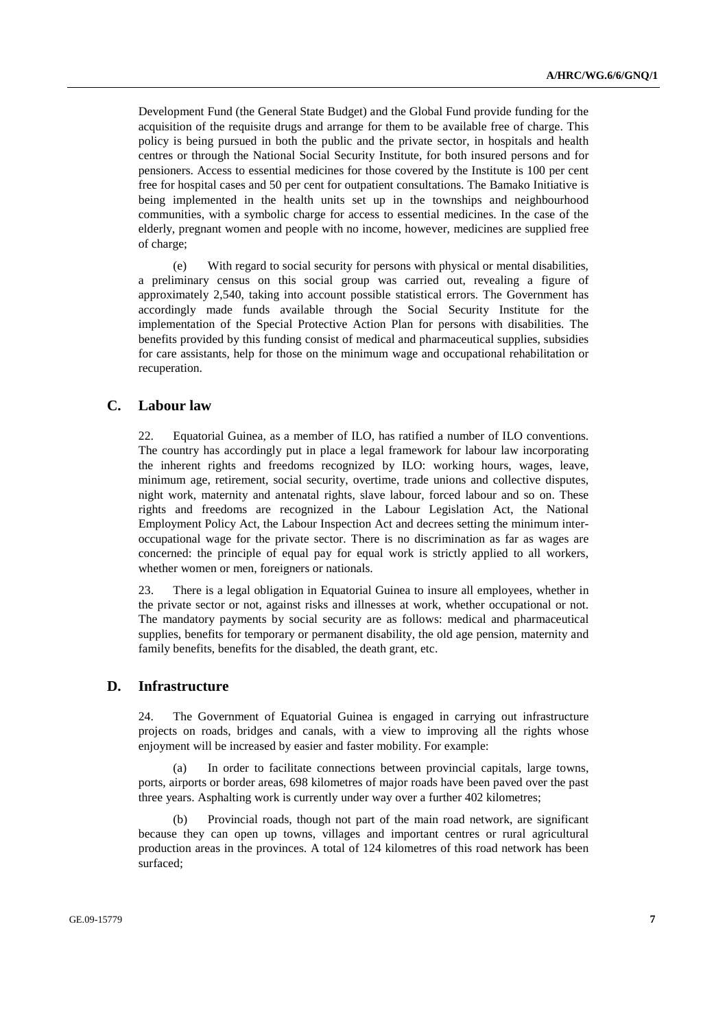Development Fund (the General State Budget) and the Global Fund provide funding for the acquisition of the requisite drugs and arrange for them to be available free of charge. This policy is being pursued in both the public and the private sector, in hospitals and health centres or through the National Social Security Institute, for both insured persons and for pensioners. Access to essential medicines for those covered by the Institute is 100 per cent free for hospital cases and 50 per cent for outpatient consultations. The Bamako Initiative is being implemented in the health units set up in the townships and neighbourhood communities, with a symbolic charge for access to essential medicines. In the case of the elderly, pregnant women and people with no income, however, medicines are supplied free of charge;

(e) With regard to social security for persons with physical or mental disabilities, a preliminary census on this social group was carried out, revealing a figure of approximately 2,540, taking into account possible statistical errors. The Government has accordingly made funds available through the Social Security Institute for the implementation of the Special Protective Action Plan for persons with disabilities. The benefits provided by this funding consist of medical and pharmaceutical supplies, subsidies for care assistants, help for those on the minimum wage and occupational rehabilitation or recuperation.

## C. Labour law

22. Equatorial Guinea, as a member of ILO, has ratified a number of ILO conventions. The country has accordingly put in place a legal framework for labour law incorporating the inherent rights and freedoms recognized by ILO: working hours, wages, leave, minimum age, retirement, social security, overtime, trade unions and collective disputes, night work, maternity and antenatal rights, slave labour, forced labour and so on. These rights and freedoms are recognized in the Labour Legislation Act, the National Employment Policy Act, the Labour Inspection Act and decrees setting the minimum inter-occupational wage for the private sector. There is no discrimination as far as wages are concerned: the principle of equal pay for equal work is strictly applied to all workers, whether women or men, foreigners or nationals.

23. There is a legal obligation in Equatorial Guinea to insure all employees, whether in the private sector or not, against risks and illnesses at work, whether occupational or not. The mandatory payments by social security are as follows: medical and pharmaceutical supplies, benefits for temporary or permanent disability, the old age pension, maternity and family benefits, benefits for the disabled, the death grant, etc.

## D. Infrastructure

24. The Government of Equatorial Guinea is engaged in carrying out infrastructure projects on roads, bridges and canals, with a view to improving all the rights whose enjoyment will be increased by easier and faster mobility. For example:

(a) In order to facilitate connections between provincial capitals, large towns, ports, airports or border areas, 698 kilometres of major roads have been paved over the past three years. Asphalting work is currently under way over a further 402 kilometres;

(b) Provincial roads, though not part of the main road network, are significant because they can open up towns, villages and important centres or rural agricultural production areas in the provinces. A total of 124 kilometres of this road network has been surfaced;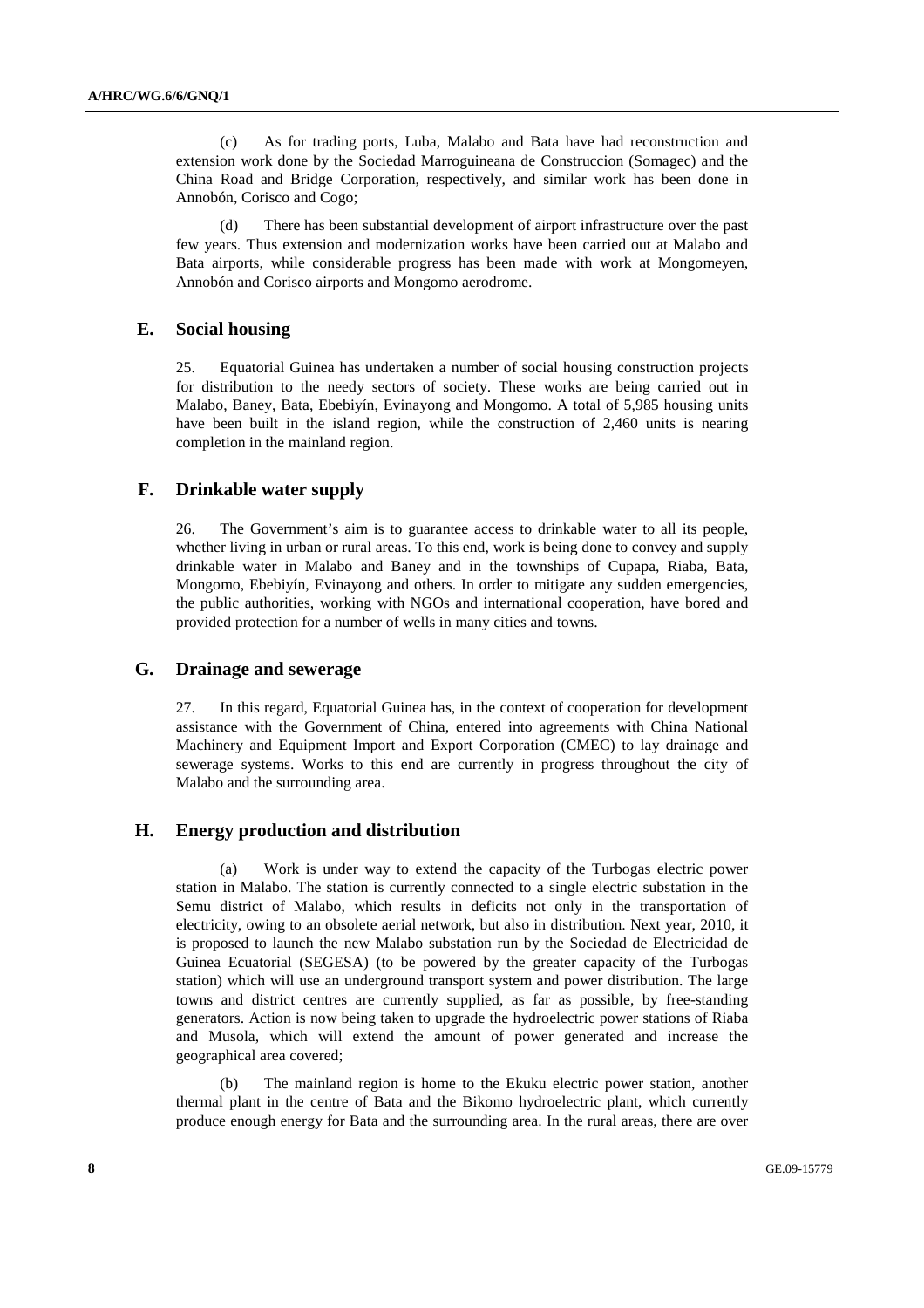(c) As for trading ports, Luba, Malabo and Bata have had reconstruction and extension work done by the Sociedad Marroguineana de Construccion (Somagec) and the China Road and Bridge Corporation, respectively, and similar work has been done in Annobón, Corisco and Cogo;

(d) There has been substantial development of airport infrastructure over the past few years. Thus extension and modernization works have been carried out at Malabo and Bata airports, while considerable progress has been made with work at Mongomeyen, Annobón and Corisco airports and Mongomo aerodrome.

## E. Social housing

25. Equatorial Guinea has undertaken a number of social housing construction projects for distribution to the needy sectors of society. These works are being carried out in Malabo, Baney, Bata, Ebebiyín, Evinayong and Mongomo. A total of 5,985 housing units have been built in the island region, while the construction of 2,460 units is nearing completion in the mainland region.

## F. Drinkable water supply

26. The Government's aim is to guarantee access to drinkable water to all its people, whether living in urban or rural areas. To this end, work is being done to convey and supply drinkable water in Malabo and Baney and in the townships of Cupapa, Riaba, Bata, Mongomo, Ebebiyín, Evinayong and others. In order to mitigate any sudden emergencies, the public authorities, working with NGOs and international cooperation, have bored and provided protection for a number of wells in many cities and towns.

## G. Drainage and sewerage

27. In this regard, Equatorial Guinea has, in the context of cooperation for development assistance with the Government of China, entered into agreements with China National Machinery and Equipment Import and Export Corporation (CMEC) to lay drainage and sewerage systems. Works to this end are currently in progress throughout the city of Malabo and the surrounding area.

## H. Energy production and distribution

(a) Work is under way to extend the capacity of the Turbogas electric power station in Malabo. The station is currently connected to a single electric substation in the Semu district of Malabo, which results in deficits not only in the transportation of electricity, owing to an obsolete aerial network, but also in distribution. Next year, 2010, it is proposed to launch the new Malabo substation run by the Sociedad de Electricidad de Guinea Ecuatorial (SEGESA) (to be powered by the greater capacity of the Turbogas station) which will use an underground transport system and power distribution. The large towns and district centres are currently supplied, as far as possible, by free-standing generators. Action is now being taken to upgrade the hydroelectric power stations of Riaba and Musola, which will extend the amount of power generated and increase the geographical area covered;

(b) The mainland region is home to the Ekuku electric power station, another thermal plant in the centre of Bata and the Bikomo hydroelectric plant, which currently produce enough energy for Bata and the surrounding area. In the rural areas, there are over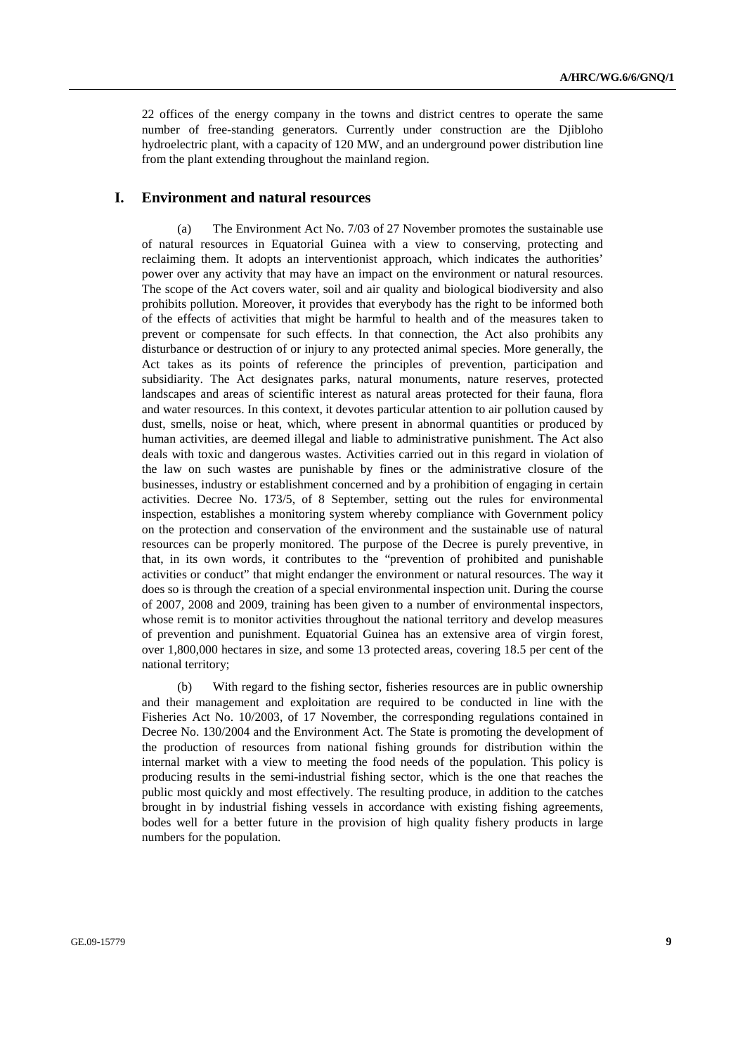22 offices of the energy company in the towns and district centres to operate the same number of free-standing generators. Currently under construction are the Djibloho hydroelectric plant, with a capacity of 120 MW, and an underground power distribution line from the plant extending throughout the mainland region.

## I. Environment and natural resources

(a) The Environment Act No. 7/03 of 27 November promotes the sustainable use of natural resources in Equatorial Guinea with a view to conserving, protecting and reclaiming them. It adopts an interventionist approach, which indicates the authorities' power over any activity that may have an impact on the environment or natural resources. The scope of the Act covers water, soil and air quality and biological biodiversity and also prohibits pollution. Moreover, it provides that everybody has the right to be informed both of the effects of activities that might be harmful to health and of the measures taken to prevent or compensate for such effects. In that connection, the Act also prohibits any disturbance or destruction of or injury to any protected animal species. More generally, the Act takes as its points of reference the principles of prevention, participation and subsidiarity. The Act designates parks, natural monuments, nature reserves, protected landscapes and areas of scientific interest as natural areas protected for their fauna, flora and water resources. In this context, it devotes particular attention to air pollution caused by dust, smells, noise or heat, which, where present in abnormal quantities or produced by human activities, are deemed illegal and liable to administrative punishment. The Act also deals with toxic and dangerous wastes. Activities carried out in this regard in violation of the law on such wastes are punishable by fines or the administrative closure of the businesses, industry or establishment concerned and by a prohibition of engaging in certain activities. Decree No. 173/5, of 8 September, setting out the rules for environmental inspection, establishes a monitoring system whereby compliance with Government policy on the protection and conservation of the environment and the sustainable use of natural resources can be properly monitored. The purpose of the Decree is purely preventive, in that, in its own words, it contributes to the "prevention of prohibited and punishable activities or conduct" that might endanger the environment or natural resources. The way it does so is through the creation of a special environmental inspection unit. During the course of 2007, 2008 and 2009, training has been given to a number of environmental inspectors, whose remit is to monitor activities throughout the national territory and develop measures of prevention and punishment. Equatorial Guinea has an extensive area of virgin forest, over 1,800,000 hectares in size, and some 13 protected areas, covering 18.5 per cent of the national territory;

(b) With regard to the fishing sector, fisheries resources are in public ownership and their management and exploitation are required to be conducted in line with the Fisheries Act No. 10/2003, of 17 November, the corresponding regulations contained in Decree No. 130/2004 and the Environment Act. The State is promoting the development of the production of resources from national fishing grounds for distribution within the internal market with a view to meeting the food needs of the population. This policy is producing results in the semi-industrial fishing sector, which is the one that reaches the public most quickly and most effectively. The resulting produce, in addition to the catches brought in by industrial fishing vessels in accordance with existing fishing agreements, bodes well for a better future in the provision of high quality fishery products in large numbers for the population.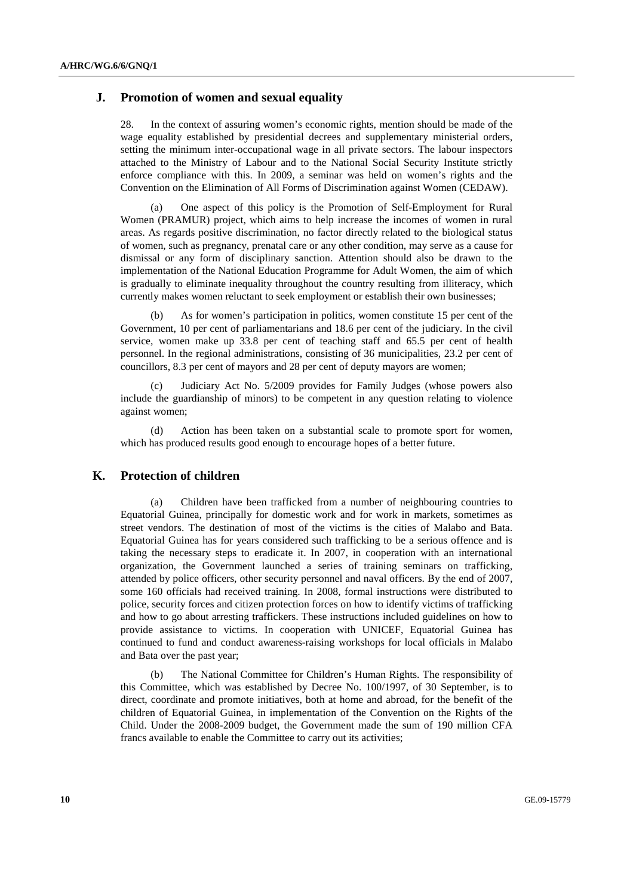## J. Promotion of women and sexual equality

28. In the context of assuring women's economic rights, mention should be made of the wage equality established by presidential decrees and supplementary ministerial orders, setting the minimum inter-occupational wage in all private sectors. The labour inspectors attached to the Ministry of Labour and to the National Social Security Institute strictly enforce compliance with this. In 2009, a seminar was held on women's rights and the Convention on the Elimination of All Forms of Discrimination against Women (CEDAW).

(a) One aspect of this policy is the Promotion of Self-Employment for Rural Women (PRAMUR) project, which aims to help increase the incomes of women in rural areas. As regards positive discrimination, no factor directly related to the biological status of women, such as pregnancy, prenatal care or any other condition, may serve as a cause for dismissal or any form of disciplinary sanction. Attention should also be drawn to the implementation of the National Education Programme for Adult Women, the aim of which is gradually to eliminate inequality throughout the country resulting from illiteracy, which currently makes women reluctant to seek employment or establish their own businesses;

(b) As for women's participation in politics, women constitute 15 per cent of the Government, 10 per cent of parliamentarians and 18.6 per cent of the judiciary. In the civil service, women make up 33.8 per cent of teaching staff and 65.5 per cent of health personnel. In the regional administrations, consisting of 36 municipalities, 23.2 per cent of councillors, 8.3 per cent of mayors and 28 per cent of deputy mayors are women;

(c) Judiciary Act No. 5/2009 provides for Family Judges (whose powers also include the guardianship of minors) to be competent in any question relating to violence against women;

(d) Action has been taken on a substantial scale to promote sport for women, which has produced results good enough to encourage hopes of a better future.

## K. Protection of children

(a) Children have been trafficked from a number of neighbouring countries to Equatorial Guinea, principally for domestic work and for work in markets, sometimes as street vendors. The destination of most of the victims is the cities of Malabo and Bata. Equatorial Guinea has for years considered such trafficking to be a serious offence and is taking the necessary steps to eradicate it. In 2007, in cooperation with an international organization, the Government launched a series of training seminars on trafficking, attended by police officers, other security personnel and naval officers. By the end of 2007, some 160 officials had received training. In 2008, formal instructions were distributed to police, security forces and citizen protection forces on how to identify victims of trafficking and how to go about arresting traffickers. These instructions included guidelines on how to provide assistance to victims. In cooperation with UNICEF, Equatorial Guinea has continued to fund and conduct awareness-raising workshops for local officials in Malabo and Bata over the past year;

(b) The National Committee for Children's Human Rights. The responsibility of this Committee, which was established by Decree No. 100/1997, of 30 September, is to direct, coordinate and promote initiatives, both at home and abroad, for the benefit of the children of Equatorial Guinea, in implementation of the Convention on the Rights of the Child. Under the 2008-2009 budget, the Government made the sum of 190 million CFA francs available to enable the Committee to carry out its activities;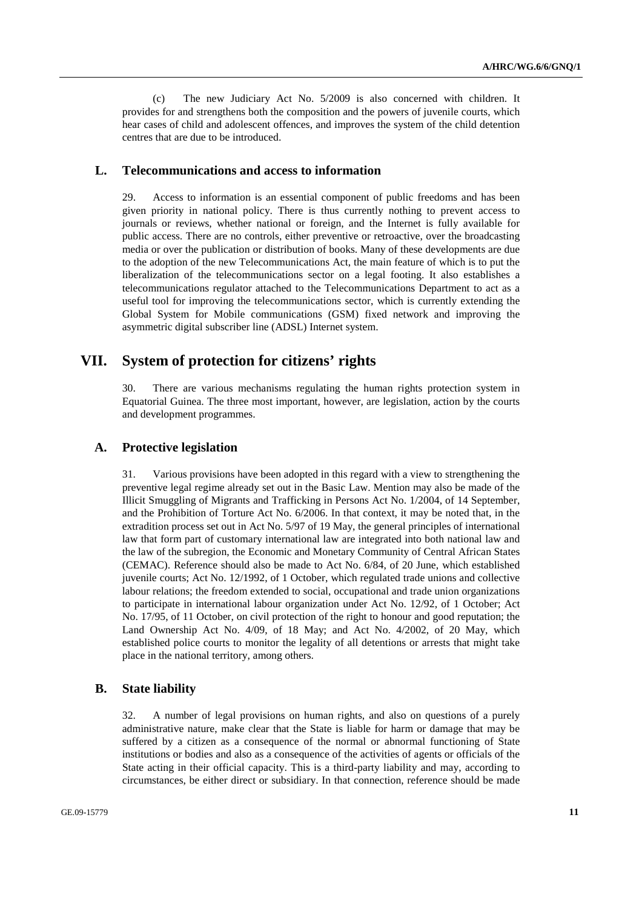(c) The new Judiciary Act No. 5/2009 is also concerned with children. It provides for and strengthens both the composition and the powers of juvenile courts, which hear cases of child and adolescent offences, and improves the system of the child detention centres that are due to be introduced.

## L. Telecommunications and access to information

29. Access to information is an essential component of public freedoms and has been given priority in national policy. There is thus currently nothing to prevent access to journals or reviews, whether national or foreign, and the Internet is fully available for public access. There are no controls, either preventive or retroactive, over the broadcasting media or over the publication or distribution of books. Many of these developments are due to the adoption of the new Telecommunications Act, the main feature of which is to put the liberalization of the telecommunications sector on a legal footing. It also establishes a telecommunications regulator attached to the Telecommunications Department to act as a useful tool for improving the telecommunications sector, which is currently extending the Global System for Mobile communications (GSM) fixed network and improving the asymmetric digital subscriber line (ADSL) Internet system.

# VII. System of protection for citizens' rights

30. There are various mechanisms regulating the human rights protection system in Equatorial Guinea. The three most important, however, are legislation, action by the courts and development programmes.

## A. Protective legislation

31. Various provisions have been adopted in this regard with a view to strengthening the preventive legal regime already set out in the Basic Law. Mention may also be made of the Illicit Smuggling of Migrants and Trafficking in Persons Act No. 1/2004, of 14 September, and the Prohibition of Torture Act No. 6/2006. In that context, it may be noted that, in the extradition process set out in Act No. 5/97 of 19 May, the general principles of international law that form part of customary international law are integrated into both national law and the law of the subregion, the Economic and Monetary Community of Central African States (CEMAC). Reference should also be made to Act No. 6/84, of 20 June, which established juvenile courts; Act No. 12/1992, of 1 October, which regulated trade unions and collective labour relations; the freedom extended to social, occupational and trade union organizations to participate in international labour organization under Act No. 12/92, of 1 October; Act No. 17/95, of 11 October, on civil protection of the right to honour and good reputation; the Land Ownership Act No. 4/09, of 18 May; and Act No. 4/2002, of 20 May, which established police courts to monitor the legality of all detentions or arrests that might take place in the national territory, among others.

## B. State liability

32. A number of legal provisions on human rights, and also on questions of a purely administrative nature, make clear that the State is liable for harm or damage that may be suffered by a citizen as a consequence of the normal or abnormal functioning of State institutions or bodies and also as a consequence of the activities of agents or officials of the State acting in their official capacity. This is a third-party liability and may, according to circumstances, be either direct or subsidiary. In that connection, reference should be made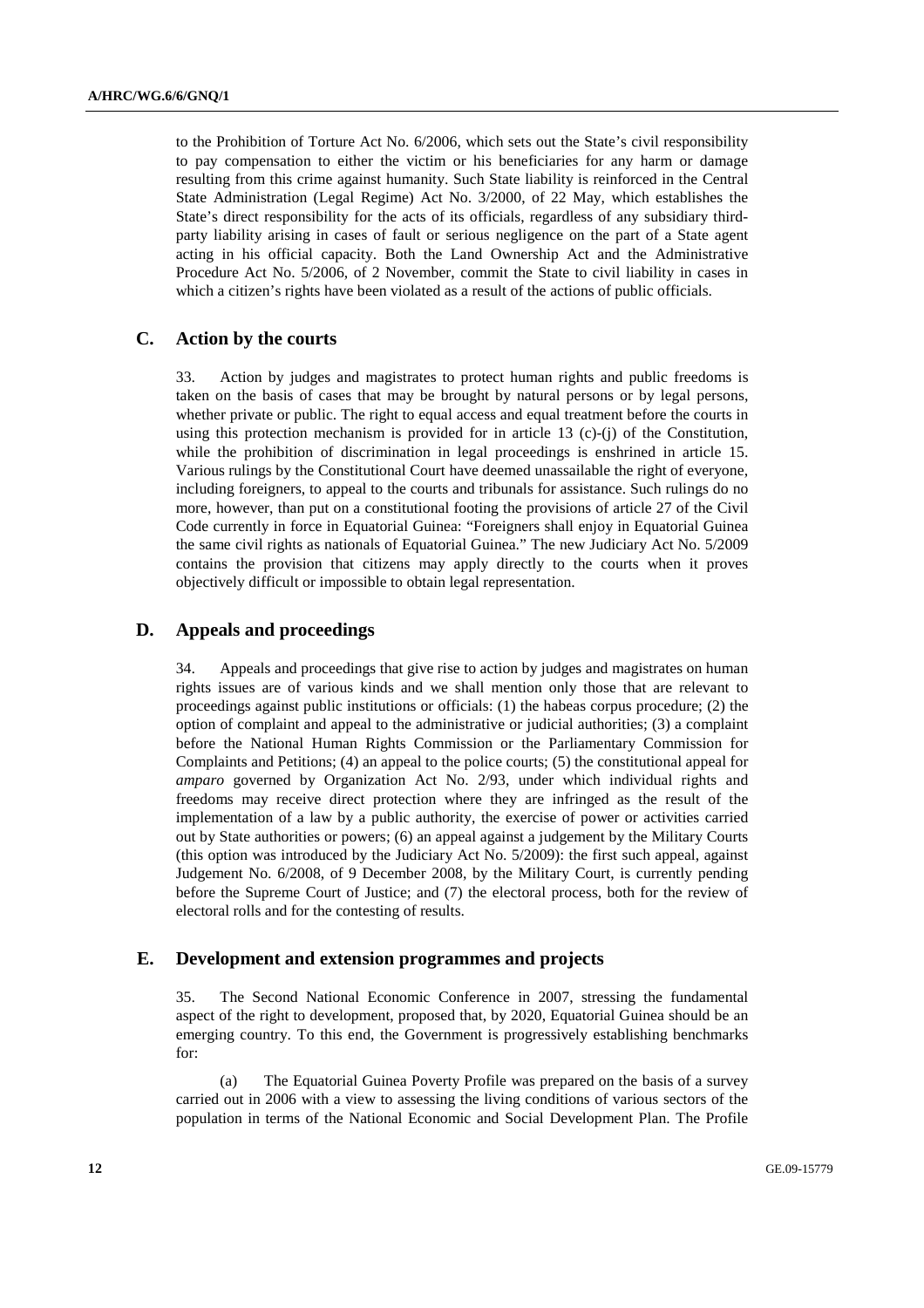to the Prohibition of Torture Act No. 6/2006, which sets out the State's civil responsibility to pay compensation to either the victim or his beneficiaries for any harm or damage resulting from this crime against humanity. Such State liability is reinforced in the Central State Administration (Legal Regime) Act No. 3/2000, of 22 May, which establishes the State's direct responsibility for the acts of its officials, regardless of any subsidiary third-party liability arising in cases of fault or serious negligence on the part of a State agent acting in his official capacity. Both the Land Ownership Act and the Administrative Procedure Act No. 5/2006, of 2 November, commit the State to civil liability in cases in which a citizen's rights have been violated as a result of the actions of public officials.

## C. Action by the courts

33. Action by judges and magistrates to protect human rights and public freedoms is taken on the basis of cases that may be brought by natural persons or by legal persons, whether private or public. The right to equal access and equal treatment before the courts in using this protection mechanism is provided for in article 13 (c)-(j) of the Constitution, while the prohibition of discrimination in legal proceedings is enshrined in article 15. Various rulings by the Constitutional Court have deemed unassailable the right of everyone, including foreigners, to appeal to the courts and tribunals for assistance. Such rulings do no more, however, than put on a constitutional footing the provisions of article 27 of the Civil Code currently in force in Equatorial Guinea: "Foreigners shall enjoy in Equatorial Guinea the same civil rights as nationals of Equatorial Guinea." The new Judiciary Act No. 5/2009 contains the provision that citizens may apply directly to the courts when it proves objectively difficult or impossible to obtain legal representation.

## D. Appeals and proceedings

34. Appeals and proceedings that give rise to action by judges and magistrates on human rights issues are of various kinds and we shall mention only those that are relevant to proceedings against public institutions or officials: (1) the habeas corpus procedure; (2) the option of complaint and appeal to the administrative or judicial authorities; (3) a complaint before the National Human Rights Commission or the Parliamentary Commission for Complaints and Petitions; (4) an appeal to the police courts; (5) the constitutional appeal for *amparo* governed by Organization Act No. 2/93, under which individual rights and freedoms may receive direct protection where they are infringed as the result of the implementation of a law by a public authority, the exercise of power or activities carried out by State authorities or powers; (6) an appeal against a judgement by the Military Courts (this option was introduced by the Judiciary Act No. 5/2009): the first such appeal, against Judgement No. 6/2008, of 9 December 2008, by the Military Court, is currently pending before the Supreme Court of Justice; and (7) the electoral process, both for the review of electoral rolls and for the contesting of results.

## E. Development and extension programmes and projects

35. The Second National Economic Conference in 2007, stressing the fundamental aspect of the right to development, proposed that, by 2020, Equatorial Guinea should be an emerging country. To this end, the Government is progressively establishing benchmarks for:

(a) The Equatorial Guinea Poverty Profile was prepared on the basis of a survey carried out in 2006 with a view to assessing the living conditions of various sectors of the population in terms of the National Economic and Social Development Plan. The Profile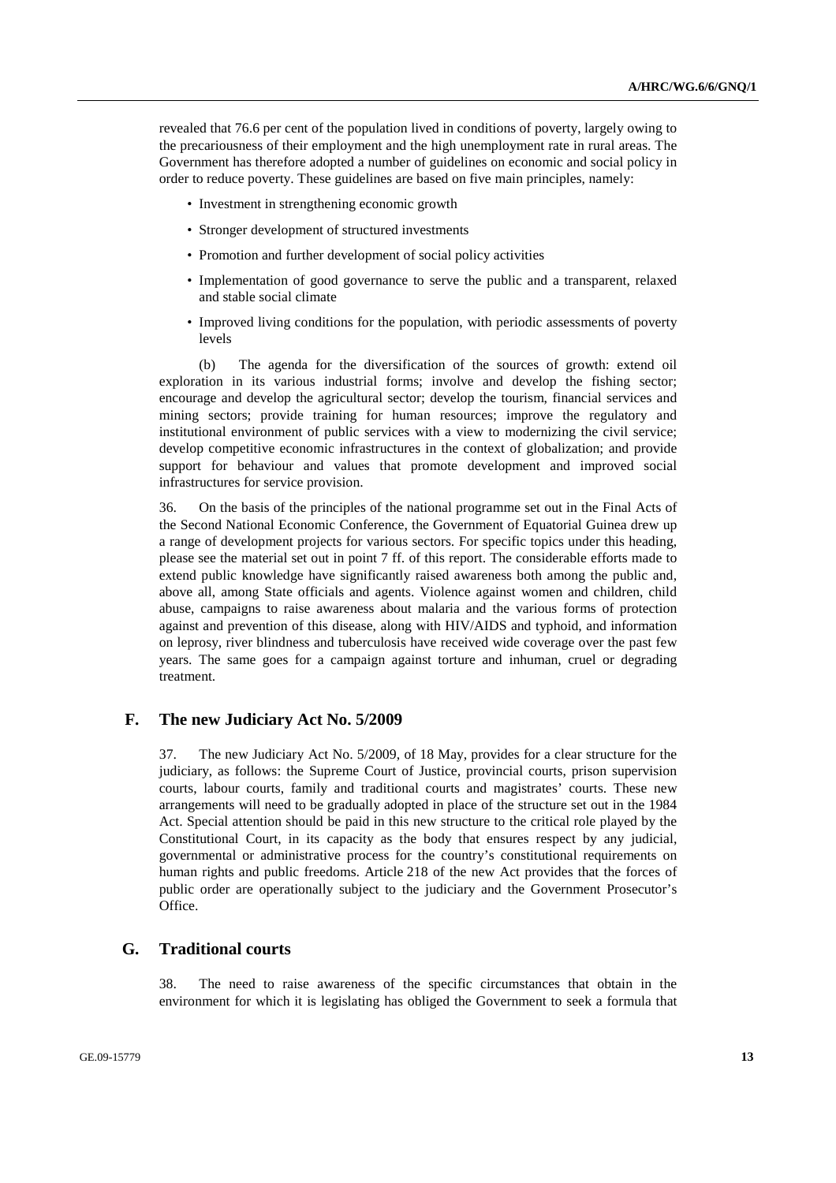revealed that 76.6 per cent of the population lived in conditions of poverty, largely owing to the precariousness of their employment and the high unemployment rate in rural areas. The Government has therefore adopted a number of guidelines on economic and social policy in order to reduce poverty. These guidelines are based on five main principles, namely:

- Investment in strengthening economic growth
- Stronger development of structured investments
- Promotion and further development of social policy activities
- Implementation of good governance to serve the public and a transparent, relaxed and stable social climate
- Improved living conditions for the population, with periodic assessments of poverty levels

(b) The agenda for the diversification of the sources of growth: extend oil exploration in its various industrial forms; involve and develop the fishing sector; encourage and develop the agricultural sector; develop the tourism, financial services and mining sectors; provide training for human resources; improve the regulatory and institutional environment of public services with a view to modernizing the civil service; develop competitive economic infrastructures in the context of globalization; and provide support for behaviour and values that promote development and improved social infrastructures for service provision.

36. On the basis of the principles of the national programme set out in the Final Acts of the Second National Economic Conference, the Government of Equatorial Guinea drew up a range of development projects for various sectors. For specific topics under this heading, please see the material set out in point 7 ff. of this report. The considerable efforts made to extend public knowledge have significantly raised awareness both among the public and, above all, among State officials and agents. Violence against women and children, child abuse, campaigns to raise awareness about malaria and the various forms of protection against and prevention of this disease, along with HIV/AIDS and typhoid, and information on leprosy, river blindness and tuberculosis have received wide coverage over the past few years. The same goes for a campaign against torture and inhuman, cruel or degrading treatment.

## F. The new Judiciary Act No. 5/2009

37. The new Judiciary Act No. 5/2009, of 18 May, provides for a clear structure for the judiciary, as follows: the Supreme Court of Justice, provincial courts, prison supervision courts, labour courts, family and traditional courts and magistrates' courts. These new arrangements will need to be gradually adopted in place of the structure set out in the 1984 Act. Special attention should be paid in this new structure to the critical role played by the Constitutional Court, in its capacity as the body that ensures respect by any judicial, governmental or administrative process for the country's constitutional requirements on human rights and public freedoms. Article 218 of the new Act provides that the forces of public order are operationally subject to the judiciary and the Government Prosecutor's Office.

## G. Traditional courts

38. The need to raise awareness of the specific circumstances that obtain in the environment for which it is legislating has obliged the Government to seek a formula that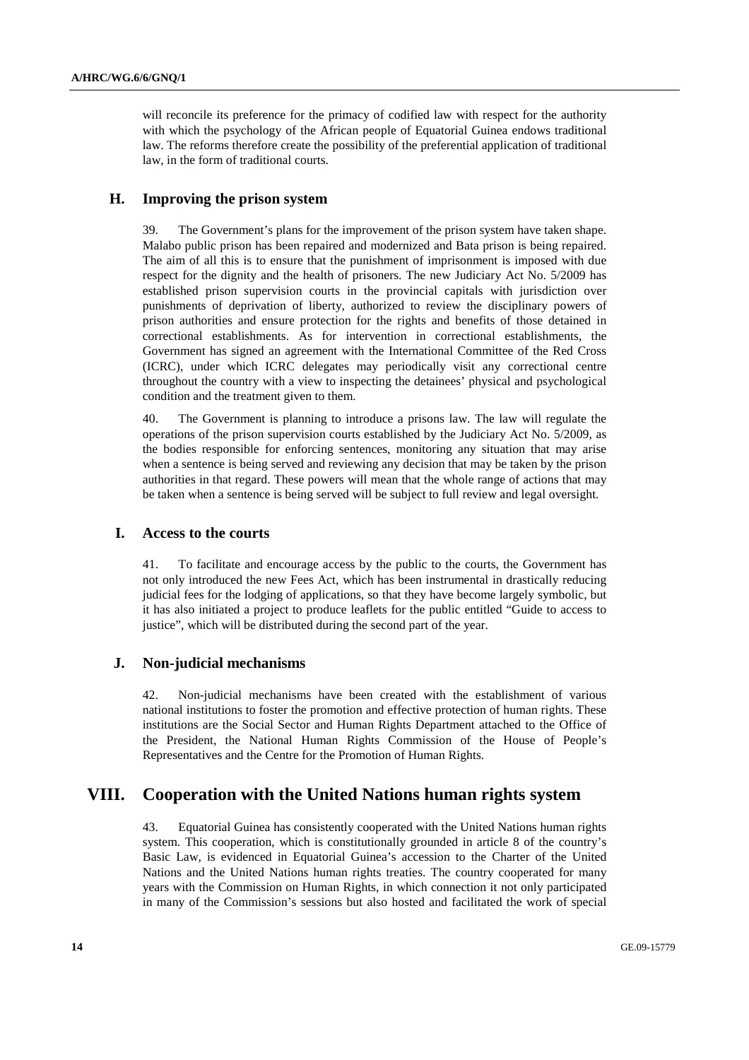will reconcile its preference for the primacy of codified law with respect for the authority with which the psychology of the African people of Equatorial Guinea endows traditional law. The reforms therefore create the possibility of the preferential application of traditional law, in the form of traditional courts.

## H. Improving the prison system

39. The Government's plans for the improvement of the prison system have taken shape. Malabo public prison has been repaired and modernized and Bata prison is being repaired. The aim of all this is to ensure that the punishment of imprisonment is imposed with due respect for the dignity and the health of prisoners. The new Judiciary Act No. 5/2009 has established prison supervision courts in the provincial capitals with jurisdiction over punishments of deprivation of liberty, authorized to review the disciplinary powers of prison authorities and ensure protection for the rights and benefits of those detained in correctional establishments. As for intervention in correctional establishments, the Government has signed an agreement with the International Committee of the Red Cross (ICRC), under which ICRC delegates may periodically visit any correctional centre throughout the country with a view to inspecting the detainees' physical and psychological condition and the treatment given to them.

40. The Government is planning to introduce a prisons law. The law will regulate the operations of the prison supervision courts established by the Judiciary Act No. 5/2009, as the bodies responsible for enforcing sentences, monitoring any situation that may arise when a sentence is being served and reviewing any decision that may be taken by the prison authorities in that regard. These powers will mean that the whole range of actions that may be taken when a sentence is being served will be subject to full review and legal oversight.

## I. Access to the courts

41. To facilitate and encourage access by the public to the courts, the Government has not only introduced the new Fees Act, which has been instrumental in drastically reducing judicial fees for the lodging of applications, so that they have become largely symbolic, but it has also initiated a project to produce leaflets for the public entitled "Guide to access to justice", which will be distributed during the second part of the year.

## J. Non-judicial mechanisms

42. Non-judicial mechanisms have been created with the establishment of various national institutions to foster the promotion and effective protection of human rights. These institutions are the Social Sector and Human Rights Department attached to the Office of the President, the National Human Rights Commission of the House of People's Representatives and the Centre for the Promotion of Human Rights.

# VIII. Cooperation with the United Nations human rights system

43. Equatorial Guinea has consistently cooperated with the United Nations human rights system. This cooperation, which is constitutionally grounded in article 8 of the country's Basic Law, is evidenced in Equatorial Guinea's accession to the Charter of the United Nations and the United Nations human rights treaties. The country cooperated for many years with the Commission on Human Rights, in which connection it not only participated in many of the Commission's sessions but also hosted and facilitated the work of special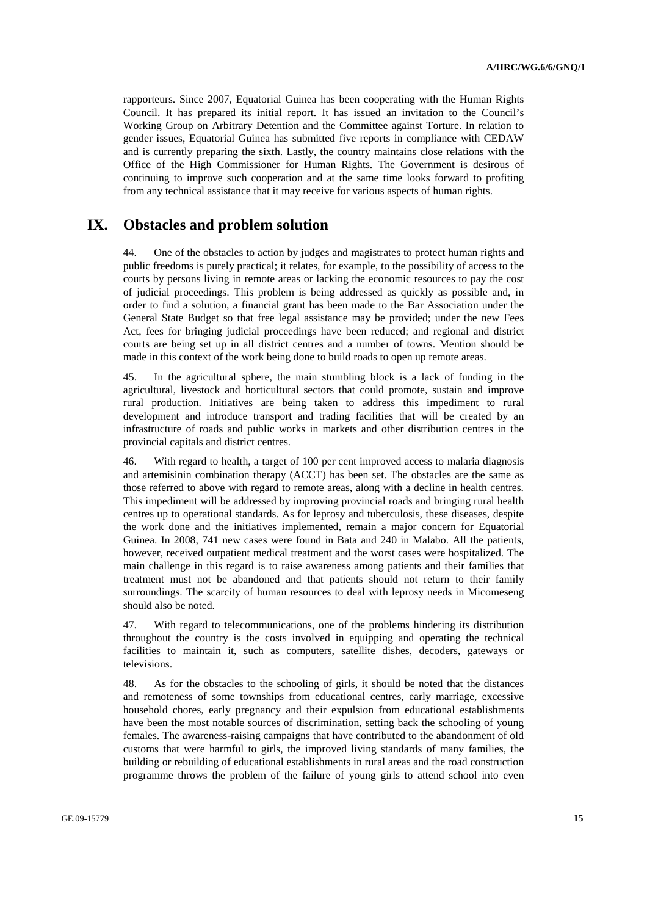rapporteurs. Since 2007, Equatorial Guinea has been cooperating with the Human Rights Council. It has prepared its initial report. It has issued an invitation to the Council's Working Group on Arbitrary Detention and the Committee against Torture. In relation to gender issues, Equatorial Guinea has submitted five reports in compliance with CEDAW and is currently preparing the sixth. Lastly, the country maintains close relations with the Office of the High Commissioner for Human Rights. The Government is desirous of continuing to improve such cooperation and at the same time looks forward to profiting from any technical assistance that it may receive for various aspects of human rights.

## IX. Obstacles and problem solution

44. One of the obstacles to action by judges and magistrates to protect human rights and public freedoms is purely practical; it relates, for example, to the possibility of access to the courts by persons living in remote areas or lacking the economic resources to pay the cost of judicial proceedings. This problem is being addressed as quickly as possible and, in order to find a solution, a financial grant has been made to the Bar Association under the General State Budget so that free legal assistance may be provided; under the new Fees Act, fees for bringing judicial proceedings have been reduced; and regional and district courts are being set up in all district centres and a number of towns. Mention should be made in this context of the work being done to build roads to open up remote areas.

45. In the agricultural sphere, the main stumbling block is a lack of funding in the agricultural, livestock and horticultural sectors that could promote, sustain and improve rural production. Initiatives are being taken to address this impediment to rural development and introduce transport and trading facilities that will be created by an infrastructure of roads and public works in markets and other distribution centres in the provincial capitals and district centres.

46. With regard to health, a target of 100 per cent improved access to malaria diagnosis and artemisinin combination therapy (ACCT) has been set. The obstacles are the same as those referred to above with regard to remote areas, along with a decline in health centres. This impediment will be addressed by improving provincial roads and bringing rural health centres up to operational standards. As for leprosy and tuberculosis, these diseases, despite the work done and the initiatives implemented, remain a major concern for Equatorial Guinea. In 2008, 741 new cases were found in Bata and 240 in Malabo. All the patients, however, received outpatient medical treatment and the worst cases were hospitalized. The main challenge in this regard is to raise awareness among patients and their families that treatment must not be abandoned and that patients should not return to their family surroundings. The scarcity of human resources to deal with leprosy needs in Micomeseng should also be noted.

47. With regard to telecommunications, one of the problems hindering its distribution throughout the country is the costs involved in equipping and operating the technical facilities to maintain it, such as computers, satellite dishes, decoders, gateways or televisions.

48. As for the obstacles to the schooling of girls, it should be noted that the distances and remoteness of some townships from educational centres, early marriage, excessive household chores, early pregnancy and their expulsion from educational establishments have been the most notable sources of discrimination, setting back the schooling of young females. The awareness-raising campaigns that have contributed to the abandonment of old customs that were harmful to girls, the improved living standards of many families, the building or rebuilding of educational establishments in rural areas and the road construction programme throws the problem of the failure of young girls to attend school into even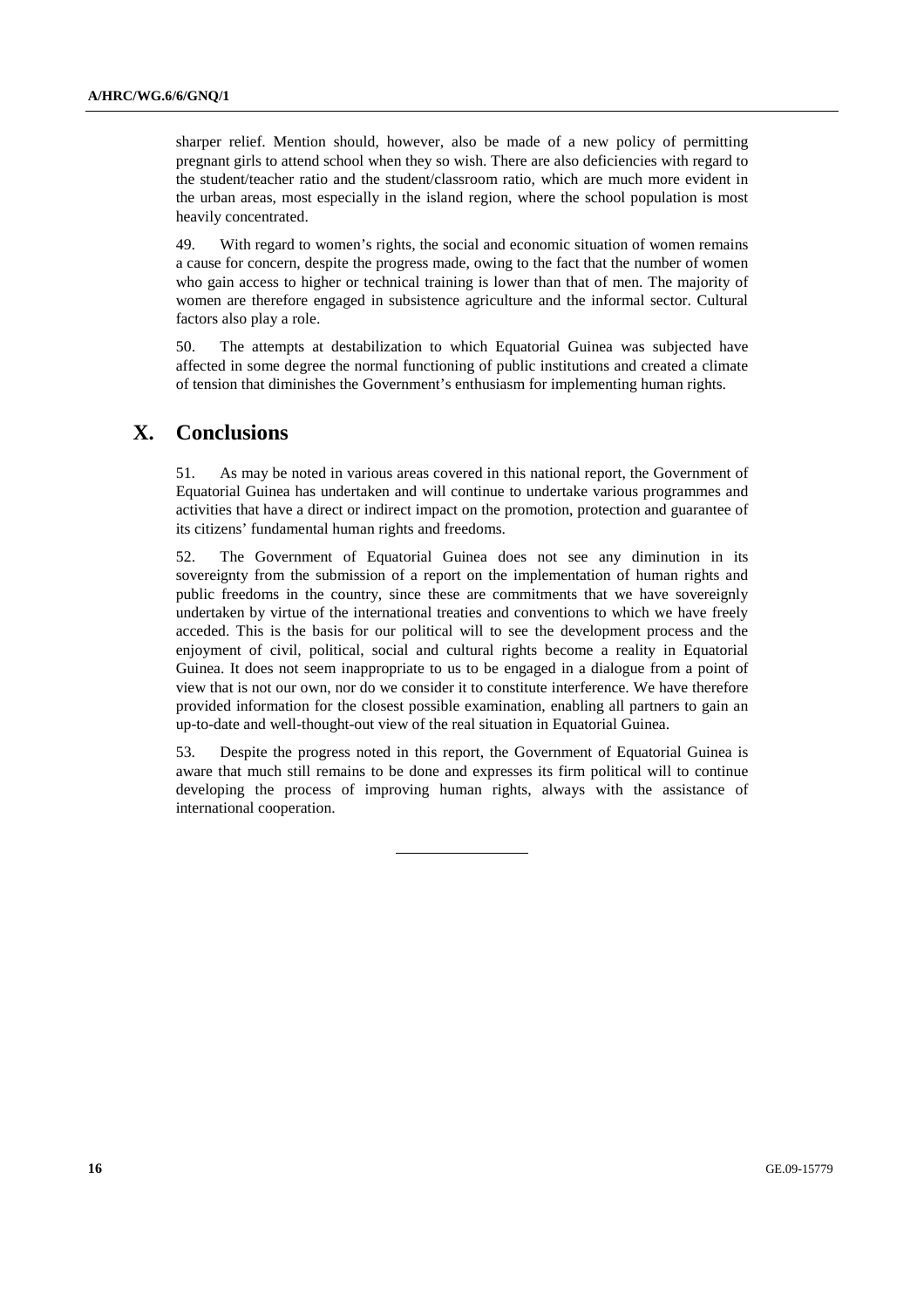sharper relief. Mention should, however, also be made of a new policy of permitting pregnant girls to attend school when they so wish. There are also deficiencies with regard to the student/teacher ratio and the student/classroom ratio, which are much more evident in the urban areas, most especially in the island region, where the school population is most heavily concentrated.

49. With regard to women's rights, the social and economic situation of women remains a cause for concern, despite the progress made, owing to the fact that the number of women who gain access to higher or technical training is lower than that of men. The majority of women are therefore engaged in subsistence agriculture and the informal sector. Cultural factors also play a role.

50. The attempts at destabilization to which Equatorial Guinea was subjected have affected in some degree the normal functioning of public institutions and created a climate of tension that diminishes the Government's enthusiasm for implementing human rights.

# X. Conclusions

51. As may be noted in various areas covered in this national report, the Government of Equatorial Guinea has undertaken and will continue to undertake various programmes and activities that have a direct or indirect impact on the promotion, protection and guarantee of its citizens' fundamental human rights and freedoms.

52. The Government of Equatorial Guinea does not see any diminution in its sovereignty from the submission of a report on the implementation of human rights and public freedoms in the country, since these are commitments that we have sovereignly undertaken by virtue of the international treaties and conventions to which we have freely acceded. This is the basis for our political will to see the development process and the enjoyment of civil, political, social and cultural rights become a reality in Equatorial Guinea. It does not seem inappropriate to us to be engaged in a dialogue from a point of view that is not our own, nor do we consider it to constitute interference. We have therefore provided information for the closest possible examination, enabling all partners to gain an up-to-date and well-thought-out view of the real situation in Equatorial Guinea.

53. Despite the progress noted in this report, the Government of Equatorial Guinea is aware that much still remains to be done and expresses its firm political will to continue developing the process of improving human rights, always with the assistance of international cooperation.